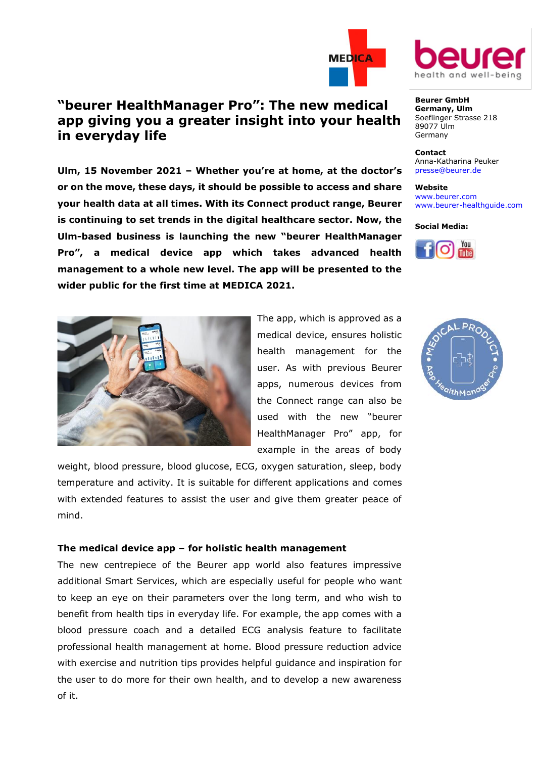# "beurer HealthManager Pro": The new medical app giving you a greater insight into your health in everyday life

**Beurer GmbH**
**Germany, Ulm**
Soeflinger Strasse 218
89077 Ulm
Germany

**Contact**
Anna-Katharina Peuker
presse@beurer.de

**Website**
www.beurer.com
www.beurer-healthguide.com

**Social Media:**

**Ulm, 15 November 2021 – Whether you're at home, at the doctor's or on the move, these days, it should be possible to access and share your health data at all times. With its Connect product range, Beurer is continuing to set trends in the digital healthcare sector. Now, the Ulm-based business is launching the new "beurer HealthManager Pro", a medical device app which takes advanced health management to a whole new level. The app will be presented to the wider public for the first time at MEDICA 2021.**

The app, which is approved as a medical device, ensures holistic health management for the user. As with previous Beurer apps, numerous devices from the Connect range can also be used with the new "beurer HealthManager Pro" app, for example in the areas of body weight, blood pressure, blood glucose, ECG, oxygen saturation, sleep, body temperature and activity. It is suitable for different applications and comes with extended features to assist the user and give them greater peace of mind.

**The medical device app – for holistic health management**

The new centrepiece of the Beurer app world also features impressive additional Smart Services, which are especially useful for people who want to keep an eye on their parameters over the long term, and who wish to benefit from health tips in everyday life. For example, the app comes with a blood pressure coach and a detailed ECG analysis feature to facilitate professional health management at home. Blood pressure reduction advice with exercise and nutrition tips provides helpful guidance and inspiration for the user to do more for their own health, and to develop a new awareness of it.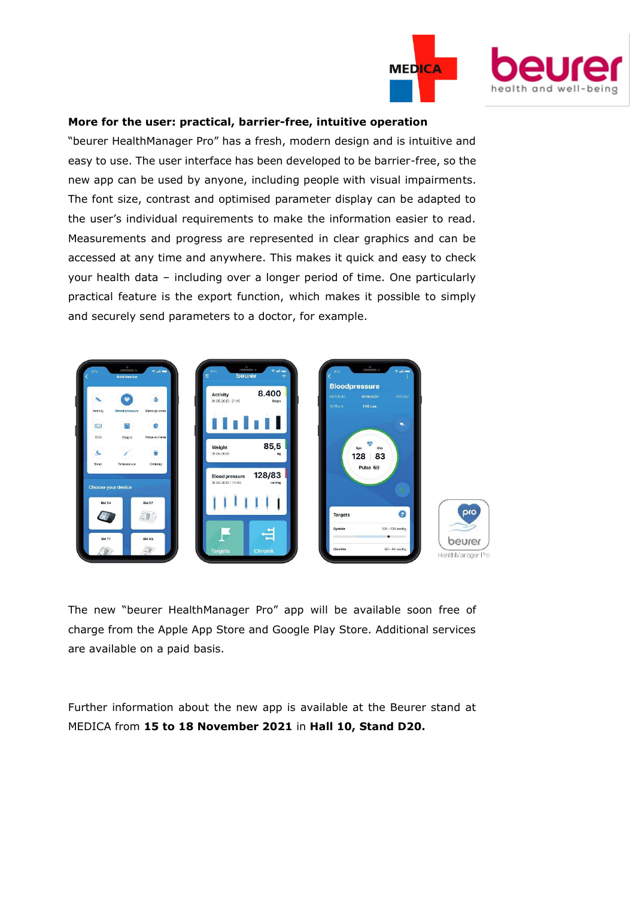**More for the user: practical, barrier-free, intuitive operation**

"beurer HealthManager Pro" has a fresh, modern design and is intuitive and easy to use. The user interface has been developed to be barrier-free, so the new app can be used by anyone, including people with visual impairments. The font size, contrast and optimised parameter display can be adapted to the user's individual requirements to make the information easier to read. Measurements and progress are represented in clear graphics and can be accessed at any time and anywhere. This makes it quick and easy to check your health data – including over a longer period of time. One particularly practical feature is the export function, which makes it possible to simply and securely send parameters to a doctor, for example.

The new "beurer HealthManager Pro" app will be available soon free of charge from the Apple App Store and Google Play Store. Additional services are available on a paid basis.

Further information about the new app is available at the Beurer stand at MEDICA from **15 to 18 November 2021** in **Hall 10, Stand D20.**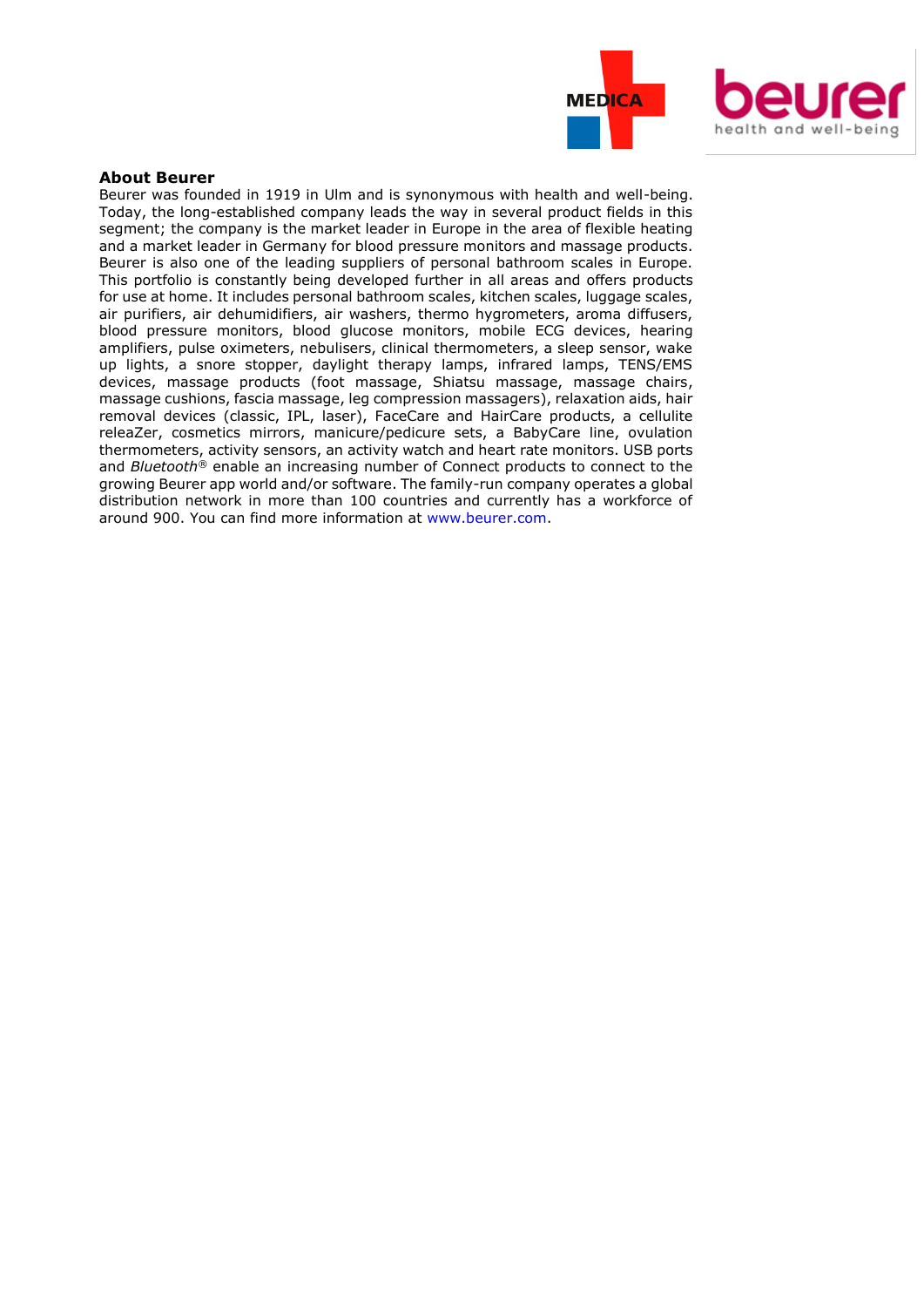**About Beurer**

Beurer was founded in 1919 in Ulm and is synonymous with health and well-being. Today, the long-established company leads the way in several product fields in this segment; the company is the market leader in Europe in the area of flexible heating and a market leader in Germany for blood pressure monitors and massage products. Beurer is also one of the leading suppliers of personal bathroom scales in Europe. This portfolio is constantly being developed further in all areas and offers products for use at home. It includes personal bathroom scales, kitchen scales, luggage scales, air purifiers, air dehumidifiers, air washers, thermo hygrometers, aroma diffusers, blood pressure monitors, blood glucose monitors, mobile ECG devices, hearing amplifiers, pulse oximeters, nebulisers, clinical thermometers, a sleep sensor, wake up lights, a snore stopper, daylight therapy lamps, infrared lamps, TENS/EMS devices, massage products (foot massage, Shiatsu massage, massage chairs, massage cushions, fascia massage, leg compression massagers), relaxation aids, hair removal devices (classic, IPL, laser), FaceCare and HairCare products, a cellulite releaZer, cosmetics mirrors, manicure/pedicure sets, a BabyCare line, ovulation thermometers, activity sensors, an activity watch and heart rate monitors. USB ports and *Bluetooth*® enable an increasing number of Connect products to connect to the growing Beurer app world and/or software. The family-run company operates a global distribution network in more than 100 countries and currently has a workforce of around 900. You can find more information at www.beurer.com.